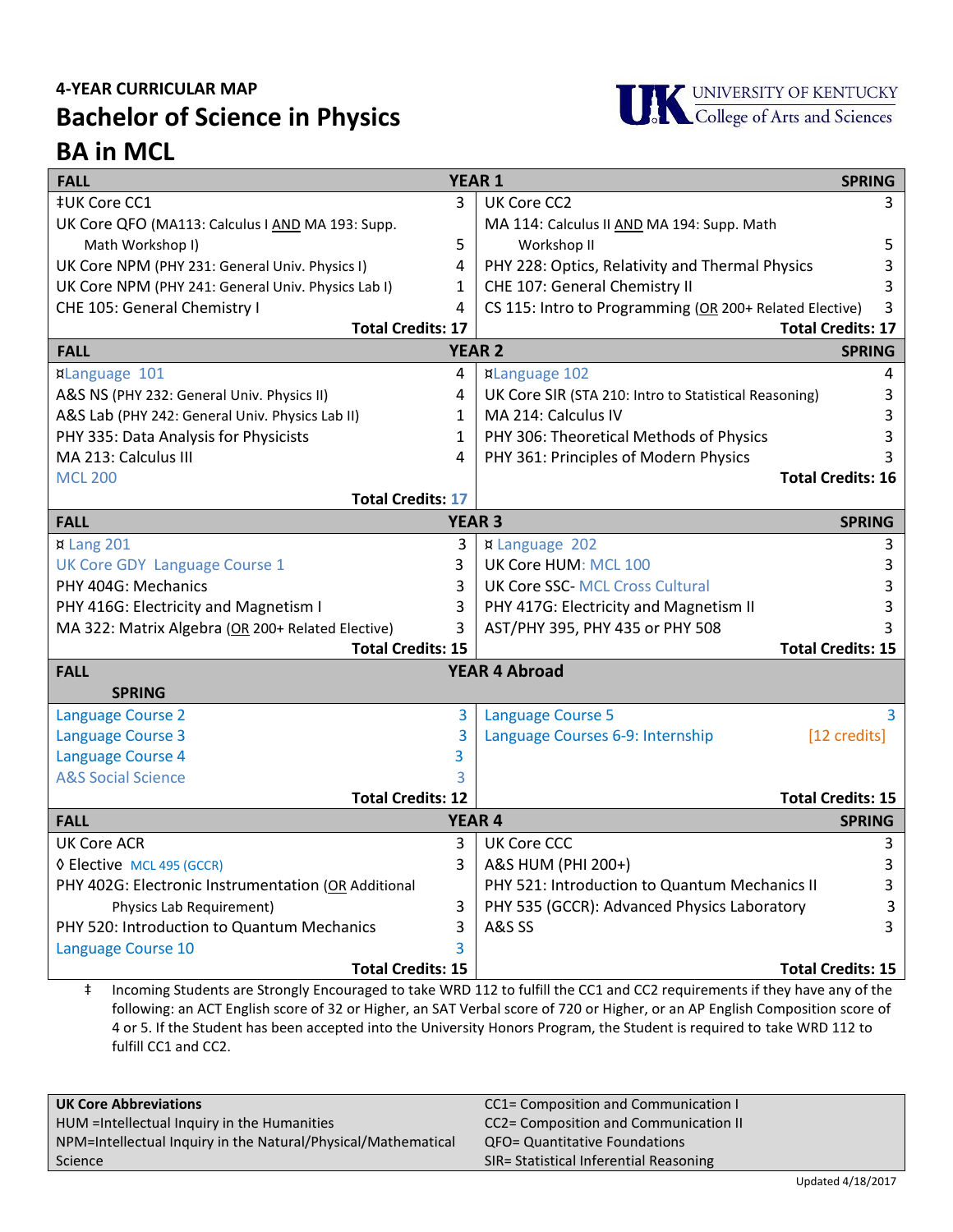## 4-YEAR CURRICULAR MAP

# Bachelor of Science in Physics

# BA in MCL

UNIVERSITY OF KENTUCKY College of Arts and Sciences

| FALL | | SPRING | |
|---|---|---|---|
| **YEAR 1** | | | |
| ‡UK Core CC1 | 3 | UK Core CC2 | 3 |
| UK Core QFO (MA113: Calculus I AND MA 193: Supp. Math Workshop I) | 5 | MA 114: Calculus II AND MA 194: Supp. Math Workshop II | 5 |
| UK Core NPM (PHY 231: General Univ. Physics I) | 4 | PHY 228: Optics, Relativity and Thermal Physics | 3 |
| UK Core NPM (PHY 241: General Univ. Physics Lab I) | 1 | CHE 107: General Chemistry II | 3 |
| CHE 105: General Chemistry I | 4 | CS 115: Intro to Programming (OR 200+ Related Elective) | 3 |
| **Total Credits: 17** | | **Total Credits: 17** | |
| **YEAR 2** | | | |
| ¤Language 101 | 4 | ¤Language 102 | 4 |
| A&S NS (PHY 232: General Univ. Physics II) | 4 | UK Core SIR (STA 210: Intro to Statistical Reasoning) | 3 |
| A&S Lab (PHY 242: General Univ. Physics Lab II) | 1 | MA 214: Calculus IV | 3 |
| PHY 335: Data Analysis for Physicists | 1 | PHY 306: Theoretical Methods of Physics | 3 |
| MA 213: Calculus III | 4 | PHY 361: Principles of Modern Physics | 3 |
| MCL 200 | | | |
| **Total Credits: 17** | | **Total Credits: 16** | |
| **YEAR 3** | | | |
| ¤ Lang 201 | 3 | ¤ Language 202 | 3 |
| UK Core GDY Language Course 1 | 3 | UK Core HUM: MCL 100 | 3 |
| PHY 404G: Mechanics | 3 | UK Core SSC- MCL Cross Cultural | 3 |
| PHY 416G: Electricity and Magnetism I | 3 | PHY 417G: Electricity and Magnetism II | 3 |
| MA 322: Matrix Algebra (OR 200+ Related Elective) | 3 | AST/PHY 395, PHY 435 or PHY 508 | 3 |
| **Total Credits: 15** | | **Total Credits: 15** | |
| **YEAR 4 Abroad** | | | |
| Language Course 2 | 3 | Language Course 5 | 3 |
| Language Course 3 | 3 | Language Courses 6-9: Internship | [12 credits] |
| Language Course 4 | 3 | | |
| A&S Social Science | 3 | | |
| **Total Credits: 12** | | **Total Credits: 15** | |
| **YEAR 4** | | | |
| UK Core ACR | 3 | UK Core CCC | 3 |
| ◊ Elective MCL 495 (GCCR) | 3 | A&S HUM (PHI 200+) | 3 |
| PHY 402G: Electronic Instrumentation (OR Additional Physics Lab Requirement) | 3 | PHY 521: Introduction to Quantum Mechanics II | 3 |
| PHY 520: Introduction to Quantum Mechanics | 3 | PHY 535 (GCCR): Advanced Physics Laboratory | 3 |
| Language Course 10 | 3 | A&S SS | 3 |
| **Total Credits: 15** | | **Total Credits: 15** | |

‡ Incoming Students are Strongly Encouraged to take WRD 112 to fulfill the CC1 and CC2 requirements if they have any of the following: an ACT English score of 32 or Higher, an SAT Verbal score of 720 or Higher, or an AP English Composition score of 4 or 5. If the Student has been accepted into the University Honors Program, the Student is required to take WRD 112 to fulfill CC1 and CC2.

| UK Core Abbreviations | |
|---|---|
| HUM =Intellectual Inquiry in the Humanities | CC1= Composition and Communication I |
| NPM=Intellectual Inquiry in the Natural/Physical/Mathematical Science | CC2= Composition and Communication II |
| | QFO= Quantitative Foundations |
| | SIR= Statistical Inferential Reasoning |

Updated 4/18/2017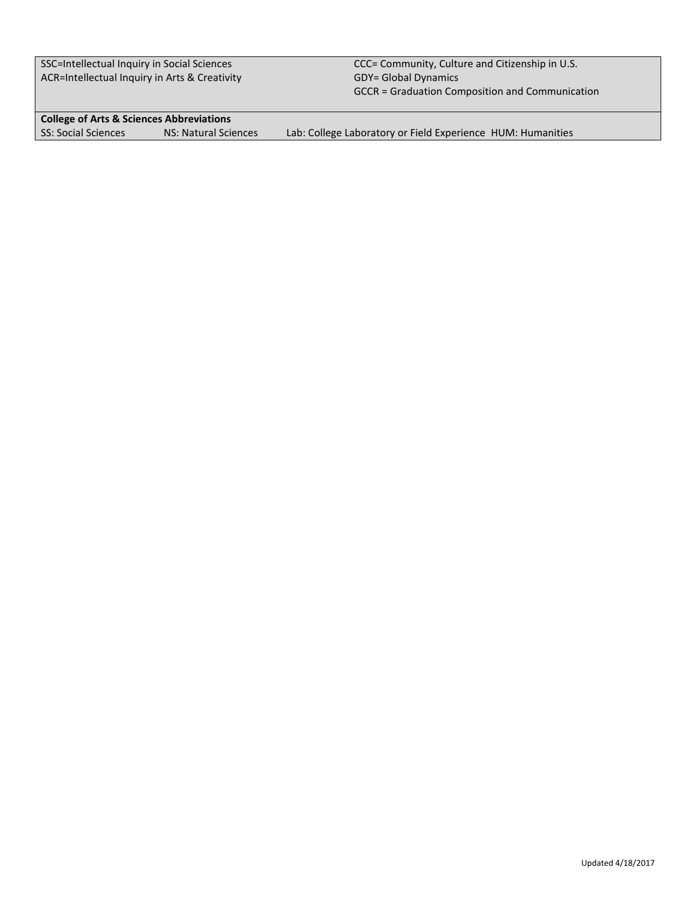| | |
|---|---|
| SSC=Intellectual Inquiry in Social Sciences | CCC= Community, Culture and Citizenship in U.S. |
| ACR=Intellectual Inquiry in Arts & Creativity | GDY= Global Dynamics |
| | GCCR = Graduation Composition and Communication |

**College of Arts & Sciences Abbreviations**

SS: Social Sciences NS: Natural Sciences Lab: College Laboratory or Field Experience HUM: Humanities

Updated 4/18/2017